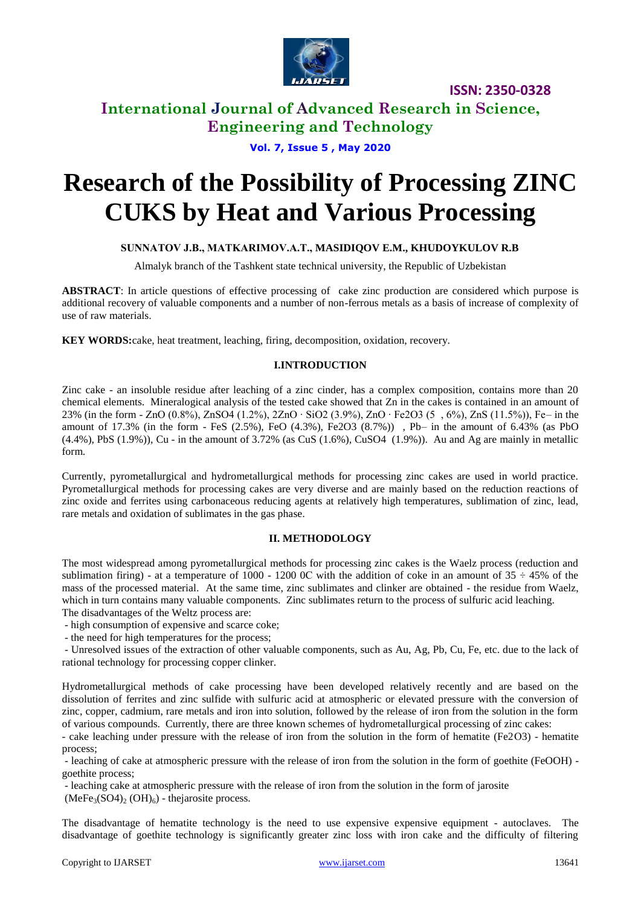# Research of the Possibility of Processing ZINC CUKS by Heat and Various Processing

**SUNNATOV J.B., MATKARIMOV.A.T., MASIDIQOV E.M., KHUDOYKULOV R.B**

Almalyk branch of the Tashkent state technical university, the Republic of Uzbekistan

**ABSTRACT**: In article questions of effective processing of cake zinc production are considered which purpose is additional recovery of valuable components and a number of non-ferrous metals as a basis of increase of complexity of use of raw materials.

**KEY WORDS:** cake, heat treatment, leaching, firing, decomposition, oxidation, recovery.

## I. INTRODUCTION

Zinc cake - an insoluble residue after leaching of a zinc cinder, has a complex composition, contains more than 20 chemical elements. Mineralogical analysis of the tested cake showed that Zn in the cakes is contained in an amount of 23% (in the form - ZnO (0.8%), $ZnSO_4$ (1.2%), $2ZnO \cdot SiO_2$ (3.9%), $ZnO \cdot Fe_2O_3$ (5 , 6%), ZnS (11.5%)), Fe– in the amount of 17.3% (in the form - FeS (2.5%), FeO (4.3%), $Fe_2O_3$ (8.7%)) , Pb– in the amount of 6.43% (as PbO (4.4%), PbS (1.9%)), Cu - in the amount of 3.72% (as CuS (1.6%), $CuSO_4$ (1.9%)). Au and Ag are mainly in metallic form.

Currently, pyrometallurgical and hydrometallurgical methods for processing zinc cakes are used in world practice. Pyrometallurgical methods for processing cakes are very diverse and are mainly based on the reduction reactions of zinc oxide and ferrites using carbonaceous reducing agents at relatively high temperatures, sublimation of zinc, lead, rare metals and oxidation of sublimates in the gas phase.

## II. METHODOLOGY

The most widespread among pyrometallurgical methods for processing zinc cakes is the Waelz process (reduction and sublimation firing) - at a temperature of 1000 - 1200 0C with the addition of coke in an amount of 35 ÷ 45% of the mass of the processed material. At the same time, zinc sublimates and clinker are obtained - the residue from Waelz, which in turn contains many valuable components. Zinc sublimates return to the process of sulfuric acid leaching.

The disadvantages of the Weltz process are:

- high consumption of expensive and scarce coke;
- the need for high temperatures for the process;
- Unresolved issues of the extraction of other valuable components, such as Au, Ag, Pb, Cu, Fe, etc. due to the lack of rational technology for processing copper clinker.

Hydrometallurgical methods of cake processing have been developed relatively recently and are based on the dissolution of ferrites and zinc sulfide with sulfuric acid at atmospheric or elevated pressure with the conversion of zinc, copper, cadmium, rare metals and iron into solution, followed by the release of iron from the solution in the form of various compounds. Currently, there are three known schemes of hydrometallurgical processing of zinc cakes:

- cake leaching under pressure with the release of iron from the solution in the form of hematite ($Fe_2O_3$) - hematite process;
- leaching of cake at atmospheric pressure with the release of iron from the solution in the form of goethite (FeOOH) - goethite process;
- leaching cake at atmospheric pressure with the release of iron from the solution in the form of jarosite ($MeFe_3(SO_4)_2(OH)_6$) - thejarosite process.

The disadvantage of hematite technology is the need to use expensive expensive equipment - autoclaves. The disadvantage of goethite technology is significantly greater zinc loss with iron cake and the difficulty of filtering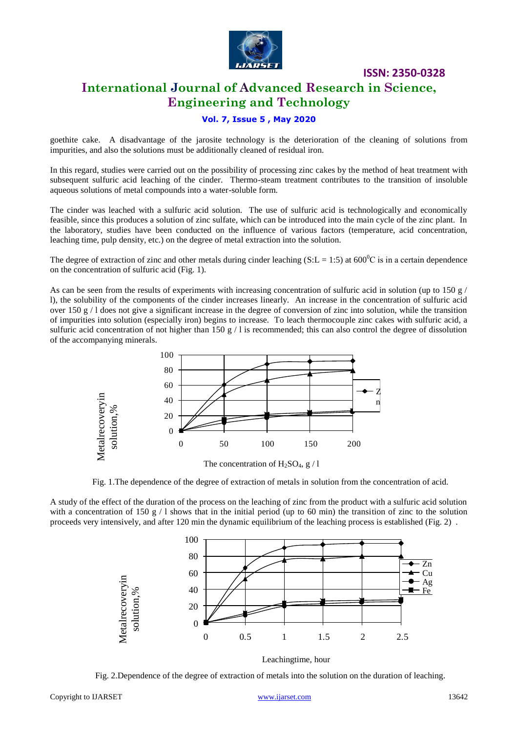goethite cake. A disadvantage of the jarosite technology is the deterioration of the cleaning of solutions from impurities, and also the solutions must be additionally cleaned of residual iron.

In this regard, studies were carried out on the possibility of processing zinc cakes by the method of heat treatment with subsequent sulfuric acid leaching of the cinder. Thermo-steam treatment contributes to the transition of insoluble aqueous solutions of metal compounds into a water-soluble form.

The cinder was leached with a sulfuric acid solution. The use of sulfuric acid is technologically and economically feasible, since this produces a solution of zinc sulfate, which can be introduced into the main cycle of the zinc plant. In the laboratory, studies have been conducted on the influence of various factors (temperature, acid concentration, leaching time, pulp density, etc.) on the degree of metal extraction into the solution.

The degree of extraction of zinc and other metals during cinder leaching (S:L = 1:5) at $600^0$C is in a certain dependence on the concentration of sulfuric acid (Fig. 1).

As can be seen from the results of experiments with increasing concentration of sulfuric acid in solution (up to 150 g / l), the solubility of the components of the cinder increases linearly. An increase in the concentration of sulfuric acid over 150 g / l does not give a significant increase in the degree of conversion of zinc into solution, while the transition of impurities into solution (especially iron) begins to increase. To leach thermocouple zinc cakes with sulfuric acid, a sulfuric acid concentration of not higher than 150 g / l is recommended; this can also control the degree of dissolution of the accompanying minerals.

Fig. 1.The dependence of the degree of extraction of metals in solution from the concentration of acid.

A study of the effect of the duration of the process on the leaching of zinc from the product with a sulfuric acid solution with a concentration of 150 g / l shows that in the initial period (up to 60 min) the transition of zinc to the solution proceeds very intensively, and after 120 min the dynamic equilibrium of the leaching process is established (Fig. 2) .

Fig. 2.Dependence of the degree of extraction of metals into the solution on the duration of leaching.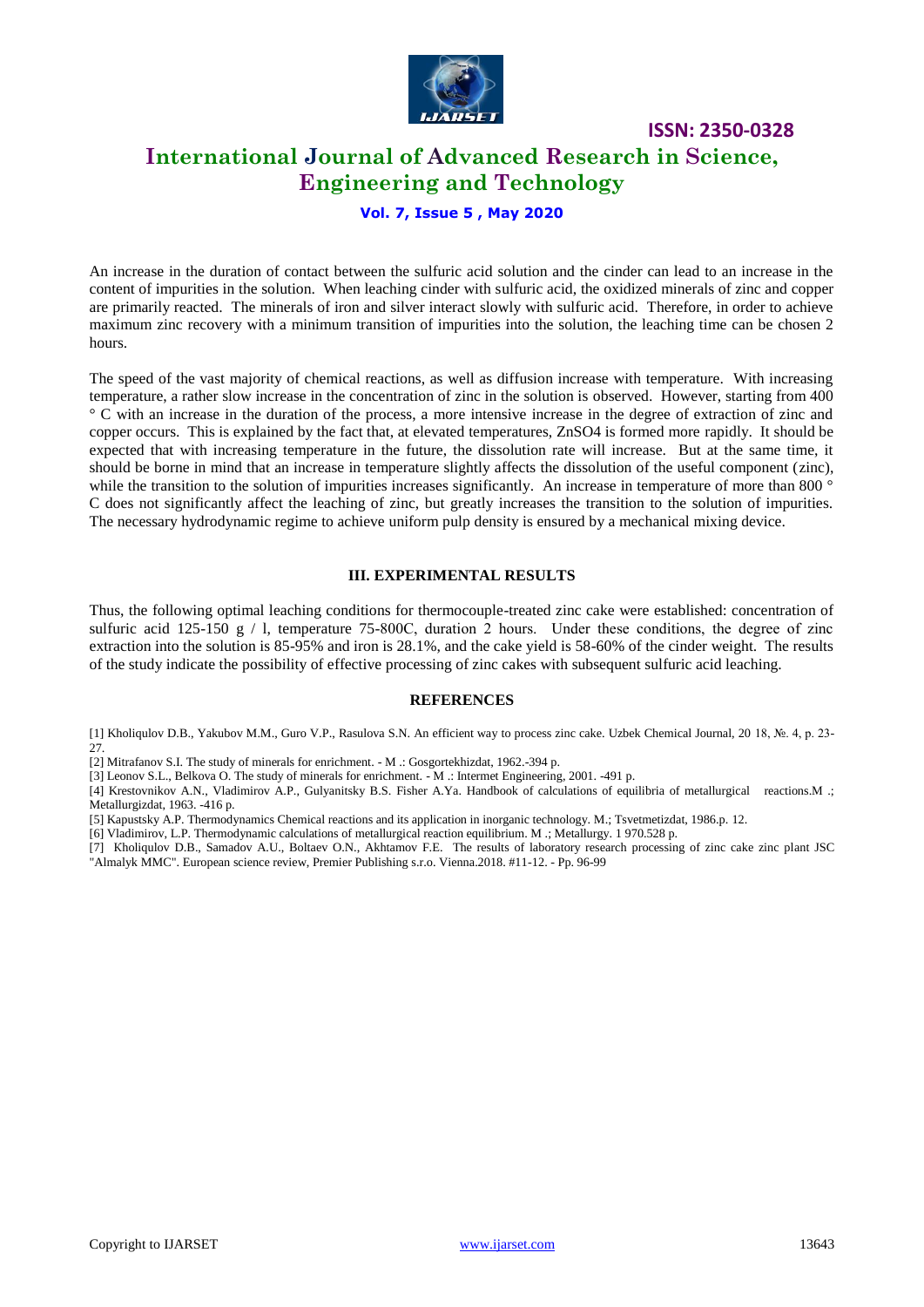An increase in the duration of contact between the sulfuric acid solution and the cinder can lead to an increase in the content of impurities in the solution. When leaching cinder with sulfuric acid, the oxidized minerals of zinc and copper are primarily reacted. The minerals of iron and silver interact slowly with sulfuric acid. Therefore, in order to achieve maximum zinc recovery with a minimum transition of impurities into the solution, the leaching time can be chosen 2 hours.

The speed of the vast majority of chemical reactions, as well as diffusion increase with temperature. With increasing temperature, a rather slow increase in the concentration of zinc in the solution is observed. However, starting from 400 ° C with an increase in the duration of the process, a more intensive increase in the degree of extraction of zinc and copper occurs. This is explained by the fact that, at elevated temperatures, $ZnSO_4$ is formed more rapidly. It should be expected that with increasing temperature in the future, the dissolution rate will increase. But at the same time, it should be borne in mind that an increase in temperature slightly affects the dissolution of the useful component (zinc), while the transition to the solution of impurities increases significantly. An increase in temperature of more than 800 ° C does not significantly affect the leaching of zinc, but greatly increases the transition to the solution of impurities. The necessary hydrodynamic regime to achieve uniform pulp density is ensured by a mechanical mixing device.

## III. EXPERIMENTAL RESULTS

Thus, the following optimal leaching conditions for thermocouple-treated zinc cake were established: concentration of sulfuric acid 125-150 g / l, temperature 75-800C, duration 2 hours. Under these conditions, the degree of zinc extraction into the solution is 85-95% and iron is 28.1%, and the cake yield is 58-60% of the cinder weight. The results of the study indicate the possibility of effective processing of zinc cakes with subsequent sulfuric acid leaching.

## REFERENCES

[1] Kholiqulov D.B., Yakubov M.M., Guro V.P., Rasulova S.N. An efficient way to process zinc cake. Uzbek Chemical Journal, 20 18, №. 4, p. 23-27.

[2] Mitrafanov S.I. The study of minerals for enrichment. - M .: Gosgortekhizdat, 1962.-394 p.

[3] Leonov S.L., Belkova O. The study of minerals for enrichment. - M .: Intermet Engineering, 2001. -491 p.

[4] Krestovnikov A.N., Vladimirov A.P., Gulyanitsky B.S. Fisher A.Ya. Handbook of calculations of equilibria of metallurgical reactions.M .; Metallurgizdat, 1963. -416 p.

[5] Kapustsky A.P. Thermodynamics Chemical reactions and its application in inorganic technology. M.; Tsvetmetizdat, 1986.p. 12.

[6] Vladimirov, L.P. Thermodynamic calculations of metallurgical reaction equilibrium. M .; Metallurgy. 1 970.528 p.

[7] Kholiqulov D.B., Samadov A.U., Boltaev O.N., Akhtamov F.E. The results of laboratory research processing of zinc cake zinc plant JSC "Almalyk MMC". European science review, Premier Publishing s.r.o. Vienna.2018. #11-12. - Pp. 96-99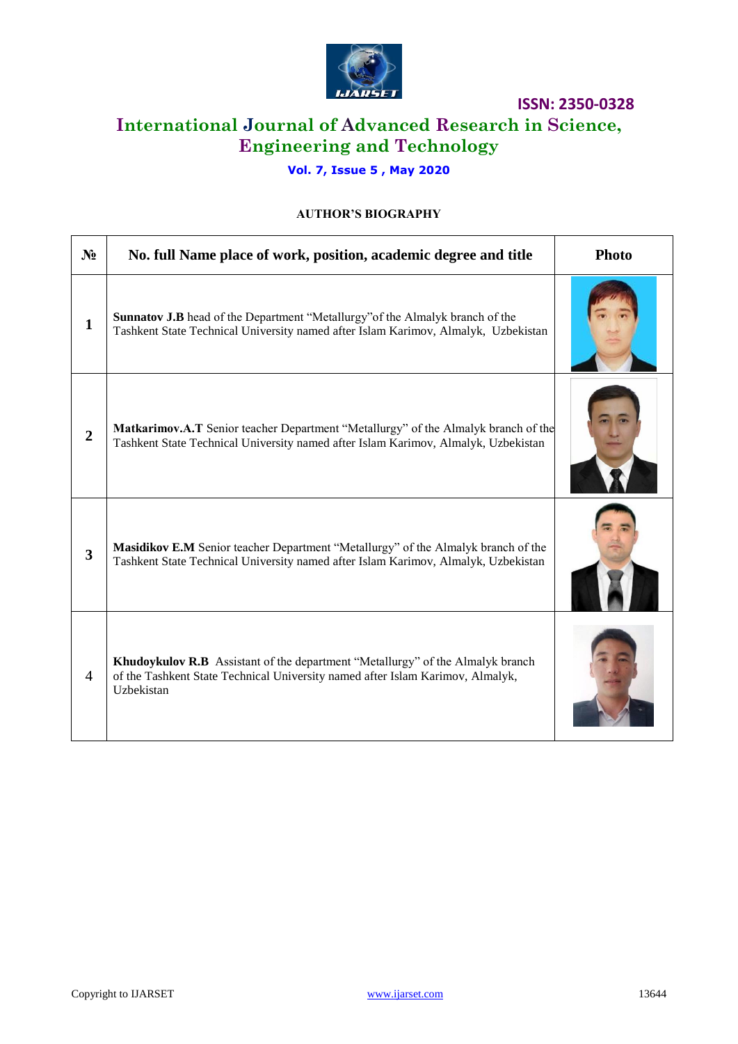**AUTHOR'S BIOGRAPHY**

| № | No. full Name place of work, position, academic degree and title | Photo |
|---|---|---|
| 1 | **Sunnatov J.B** head of the Department "Metallurgy"of the Almalyk branch of the Tashkent State Technical University named after Islam Karimov, Almalyk, Uzbekistan | |
| 2 | **Matkarimov.A.T** Senior teacher Department "Metallurgy" of the Almalyk branch of the Tashkent State Technical University named after Islam Karimov, Almalyk, Uzbekistan | |
| 3 | **Masidikov E.M** Senior teacher Department "Metallurgy" of the Almalyk branch of the Tashkent State Technical University named after Islam Karimov, Almalyk, Uzbekistan | |
| 4 | **Khudoykulov R.B** Assistant of the department "Metallurgy" of the Almalyk branch of the Tashkent State Technical University named after Islam Karimov, Almalyk, Uzbekistan | |